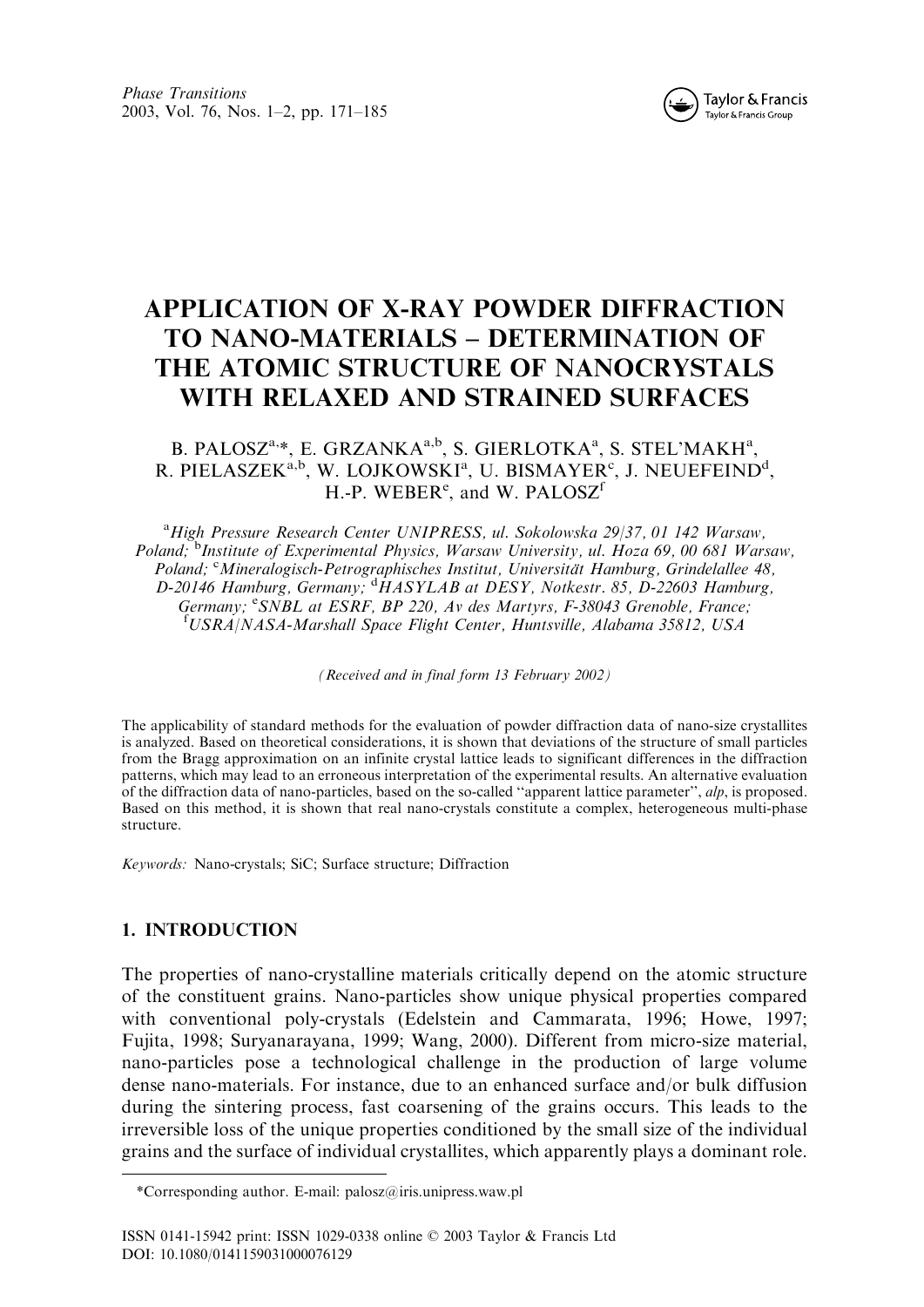# APPLICATION OF X-RAY POWDER DIFFRACTION TO NANO-MATERIALS – DETERMINATION OF THE ATOMIC STRUCTURE OF NANOCRYSTALS WITH RELAXED AND STRAINED SURFACES

B. PALOSZ[a,*], E. GRZANKA[a,b], S. GIERLOTKA[a], S. STEL'MAKH[a], R. PIELASZEK[a,b], W. LOJKOWSKI[a], U. BISMAYER[c], J. NEUEFEIND[d], H.-P. WEBER[e], and W. PALOSZ[f]

[a]*High Pressure Research Center UNIPRESS, ul. Sokolowska 29/37, 01 142 Warsaw, Poland;* [b]*Institute of Experimental Physics, Warsaw University, ul. Hoza 69, 00 681 Warsaw, Poland;* [c]*Mineralogisch-Petrographisches Institut, Universität Hamburg, Grindelallee 48, D-20146 Hamburg, Germany;* [d]*HASYLAB at DESY, Notkestr. 85, D-22603 Hamburg, Germany;* [e]*SNBL at ESRF, BP 220, Av des Martyrs, F-38043 Grenoble, France;* [f]*USRA/NASA-Marshall Space Flight Center, Huntsville, Alabama 35812, USA*

*(Received and in final form 13 February 2002)*

The applicability of standard methods for the evaluation of powder diffraction data of nano-size crystallites is analyzed. Based on theoretical considerations, it is shown that deviations of the structure of small particles from the Bragg approximation on an infinite crystal lattice leads to significant differences in the diffraction patterns, which may lead to an erroneous interpretation of the experimental results. An alternative evaluation of the diffraction data of nano-particles, based on the so-called "apparent lattice parameter", *alp*, is proposed. Based on this method, it is shown that real nano-crystals constitute a complex, heterogeneous multi-phase structure.

*Keywords:* Nano-crystals; SiC; Surface structure; Diffraction

## 1. INTRODUCTION

The properties of nano-crystalline materials critically depend on the atomic structure of the constituent grains. Nano-particles show unique physical properties compared with conventional poly-crystals (Edelstein and Cammarata, 1996; Howe, 1997; Fujita, 1998; Suryanarayana, 1999; Wang, 2000). Different from micro-size material, nano-particles pose a technological challenge in the production of large volume dense nano-materials. For instance, due to an enhanced surface and/or bulk diffusion during the sintering process, fast coarsening of the grains occurs. This leads to the irreversible loss of the unique properties conditioned by the small size of the individual grains and the surface of individual crystallites, which apparently plays a dominant role.

*Corresponding author. E-mail: palosz@iris.unipress.waw.pl

ISSN 0141-15942 print: ISSN 1029-0338 online © 2003 Taylor & Francis Ltd
DOI: 10.1080/0141159031000076129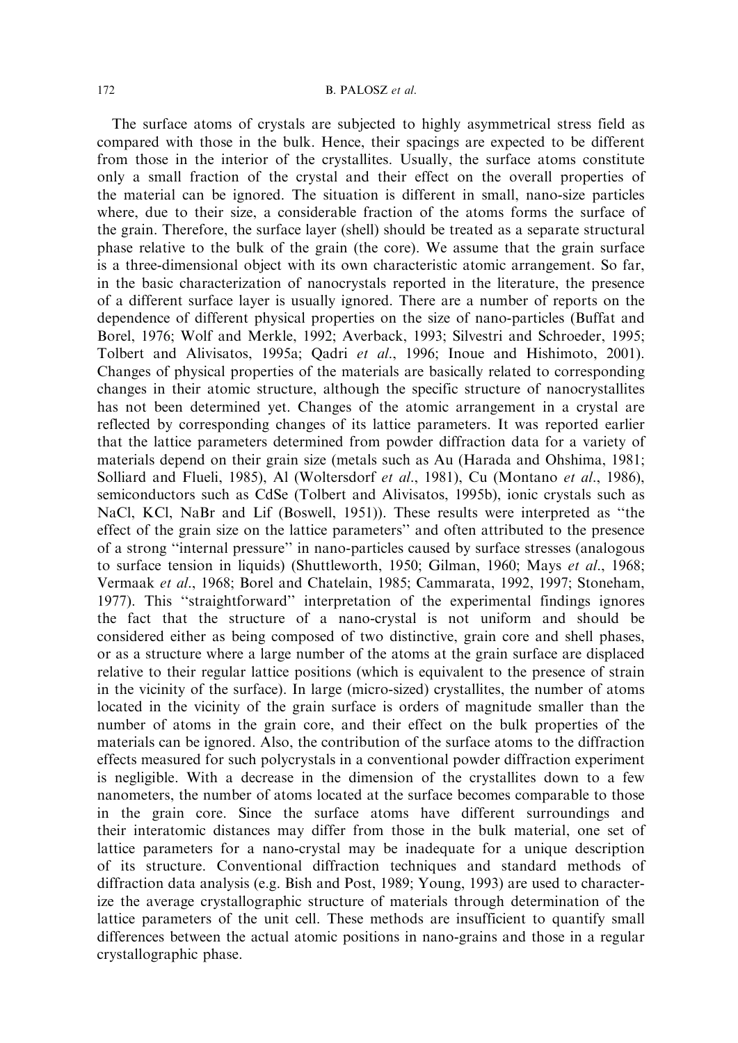The surface atoms of crystals are subjected to highly asymmetrical stress field as compared with those in the bulk. Hence, their spacings are expected to be different from those in the interior of the crystallites. Usually, the surface atoms constitute only a small fraction of the crystal and their effect on the overall properties of the material can be ignored. The situation is different in small, nano-size particles where, due to their size, a considerable fraction of the atoms forms the surface of the grain. Therefore, the surface layer (shell) should be treated as a separate structural phase relative to the bulk of the grain (the core). We assume that the grain surface is a three-dimensional object with its own characteristic atomic arrangement. So far, in the basic characterization of nanocrystals reported in the literature, the presence of a different surface layer is usually ignored. There are a number of reports on the dependence of different physical properties on the size of nano-particles (Buffat and Borel, 1976; Wolf and Merkle, 1992; Averback, 1993; Silvestri and Schroeder, 1995; Tolbert and Alivisatos, 1995a; Qadri *et al*., 1996; Inoue and Hishimoto, 2001). Changes of physical properties of the materials are basically related to corresponding changes in their atomic structure, although the specific structure of nanocrystallites has not been determined yet. Changes of the atomic arrangement in a crystal are reflected by corresponding changes of its lattice parameters. It was reported earlier that the lattice parameters determined from powder diffraction data for a variety of materials depend on their grain size (metals such as Au (Harada and Ohshima, 1981; Solliard and Flueli, 1985), Al (Woltersdorf *et al*., 1981), Cu (Montano *et al*., 1986), semiconductors such as CdSe (Tolbert and Alivisatos, 1995b), ionic crystals such as NaCl, KCl, NaBr and Lif (Boswell, 1951)). These results were interpreted as "the effect of the grain size on the lattice parameters" and often attributed to the presence of a strong "internal pressure" in nano-particles caused by surface stresses (analogous to surface tension in liquids) (Shuttleworth, 1950; Gilman, 1960; Mays *et al*., 1968; Vermaak *et al*., 1968; Borel and Chatelain, 1985; Cammarata, 1992, 1997; Stoneham, 1977). This "straightforward" interpretation of the experimental findings ignores the fact that the structure of a nano-crystal is not uniform and should be considered either as being composed of two distinctive, grain core and shell phases, or as a structure where a large number of the atoms at the grain surface are displaced relative to their regular lattice positions (which is equivalent to the presence of strain in the vicinity of the surface). In large (micro-sized) crystallites, the number of atoms located in the vicinity of the grain surface is orders of magnitude smaller than the number of atoms in the grain core, and their effect on the bulk properties of the materials can be ignored. Also, the contribution of the surface atoms to the diffraction effects measured for such polycrystals in a conventional powder diffraction experiment is negligible. With a decrease in the dimension of the crystallites down to a few nanometers, the number of atoms located at the surface becomes comparable to those in the grain core. Since the surface atoms have different surroundings and their interatomic distances may differ from those in the bulk material, one set of lattice parameters for a nano-crystal may be inadequate for a unique description of its structure. Conventional diffraction techniques and standard methods of diffraction data analysis (e.g. Bish and Post, 1989; Young, 1993) are used to characterize the average crystallographic structure of materials through determination of the lattice parameters of the unit cell. These methods are insufficient to quantify small differences between the actual atomic positions in nano-grains and those in a regular crystallographic phase.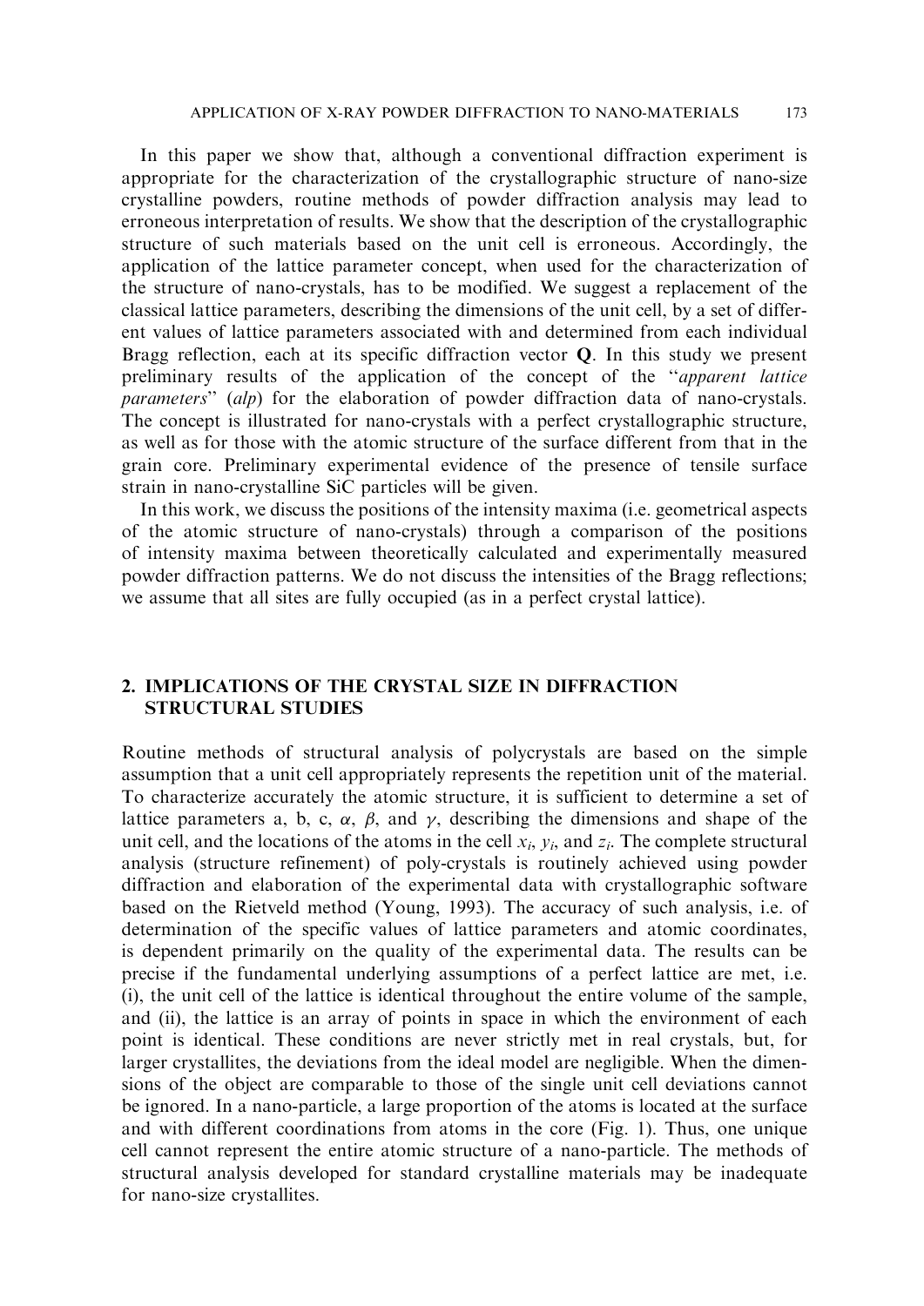In this paper we show that, although a conventional diffraction experiment is appropriate for the characterization of the crystallographic structure of nano-size crystalline powders, routine methods of powder diffraction analysis may lead to erroneous interpretation of results. We show that the description of the crystallographic structure of such materials based on the unit cell is erroneous. Accordingly, the application of the lattice parameter concept, when used for the characterization of the structure of nano-crystals, has to be modified. We suggest a replacement of the classical lattice parameters, describing the dimensions of the unit cell, by a set of different values of lattice parameters associated with and determined from each individual Bragg reflection, each at its specific diffraction vector **Q**. In this study we present preliminary results of the application of the concept of the "*apparent lattice parameters*" (*alp*) for the elaboration of powder diffraction data of nano-crystals. The concept is illustrated for nano-crystals with a perfect crystallographic structure, as well as for those with the atomic structure of the surface different from that in the grain core. Preliminary experimental evidence of the presence of tensile surface strain in nano-crystalline SiC particles will be given.

In this work, we discuss the positions of the intensity maxima (i.e. geometrical aspects of the atomic structure of nano-crystals) through a comparison of the positions of intensity maxima between theoretically calculated and experimentally measured powder diffraction patterns. We do not discuss the intensities of the Bragg reflections; we assume that all sites are fully occupied (as in a perfect crystal lattice).

## 2. IMPLICATIONS OF THE CRYSTAL SIZE IN DIFFRACTION STRUCTURAL STUDIES

Routine methods of structural analysis of polycrystals are based on the simple assumption that a unit cell appropriately represents the repetition unit of the material. To characterize accurately the atomic structure, it is sufficient to determine a set of lattice parameters a, b, c, $\alpha$, $\beta$, and $\gamma$, describing the dimensions and shape of the unit cell, and the locations of the atoms in the cell $x_i$, $y_i$, and $z_i$. The complete structural analysis (structure refinement) of poly-crystals is routinely achieved using powder diffraction and elaboration of the experimental data with crystallographic software based on the Rietveld method (Young, 1993). The accuracy of such analysis, i.e. of determination of the specific values of lattice parameters and atomic coordinates, is dependent primarily on the quality of the experimental data. The results can be precise if the fundamental underlying assumptions of a perfect lattice are met, i.e. (i), the unit cell of the lattice is identical throughout the entire volume of the sample, and (ii), the lattice is an array of points in space in which the environment of each point is identical. These conditions are never strictly met in real crystals, but, for larger crystallites, the deviations from the ideal model are negligible. When the dimensions of the object are comparable to those of the single unit cell deviations cannot be ignored. In a nano-particle, a large proportion of the atoms is located at the surface and with different coordinations from atoms in the core (Fig. 1). Thus, one unique cell cannot represent the entire atomic structure of a nano-particle. The methods of structural analysis developed for standard crystalline materials may be inadequate for nano-size crystallites.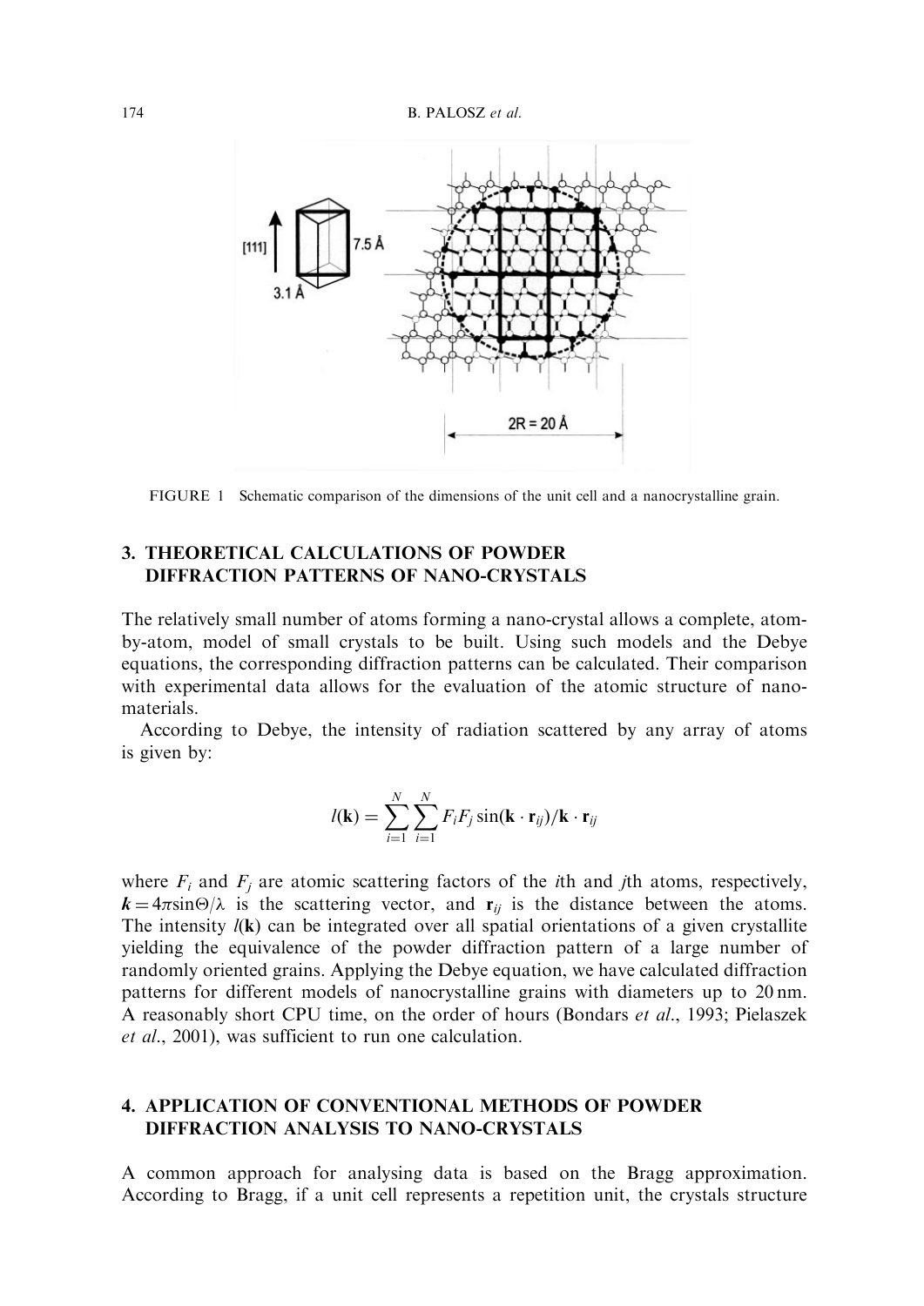FIGURE 1 Schematic comparison of the dimensions of the unit cell and a nanocrystalline grain.

## 3. THEORETICAL CALCULATIONS OF POWDER DIFFRACTION PATTERNS OF NANO-CRYSTALS

The relatively small number of atoms forming a nano-crystal allows a complete, atom-by-atom, model of small crystals to be built. Using such models and the Debye equations, the corresponding diffraction patterns can be calculated. Their comparison with experimental data allows for the evaluation of the atomic structure of nano-materials.

According to Debye, the intensity of radiation scattered by any array of atoms is given by:

$$I(\mathbf{k}) = \sum_{i=1}^{N} \sum_{i=1}^{N} F_i F_j \sin(\mathbf{k} \cdot \mathbf{r}_{ij}) / \mathbf{k} \cdot \mathbf{r}_{ij}$$

where $F_i$ and $F_j$ are atomic scattering factors of the $i$th and $j$th atoms, respectively, $\boldsymbol{k} = 4\pi \sin\Theta/\lambda$ is the scattering vector, and $\mathbf{r}_{ij}$ is the distance between the atoms. The intensity $I(\mathbf{k})$ can be integrated over all spatial orientations of a given crystallite yielding the equivalence of the powder diffraction pattern of a large number of randomly oriented grains. Applying the Debye equation, we have calculated diffraction patterns for different models of nanocrystalline grains with diameters up to 20 nm. A reasonably short CPU time, on the order of hours (Bondars *et al*., 1993; Pielaszek *et al*., 2001), was sufficient to run one calculation.

## 4. APPLICATION OF CONVENTIONAL METHODS OF POWDER DIFFRACTION ANALYSIS TO NANO-CRYSTALS

A common approach for analysing data is based on the Bragg approximation. According to Bragg, if a unit cell represents a repetition unit, the crystals structure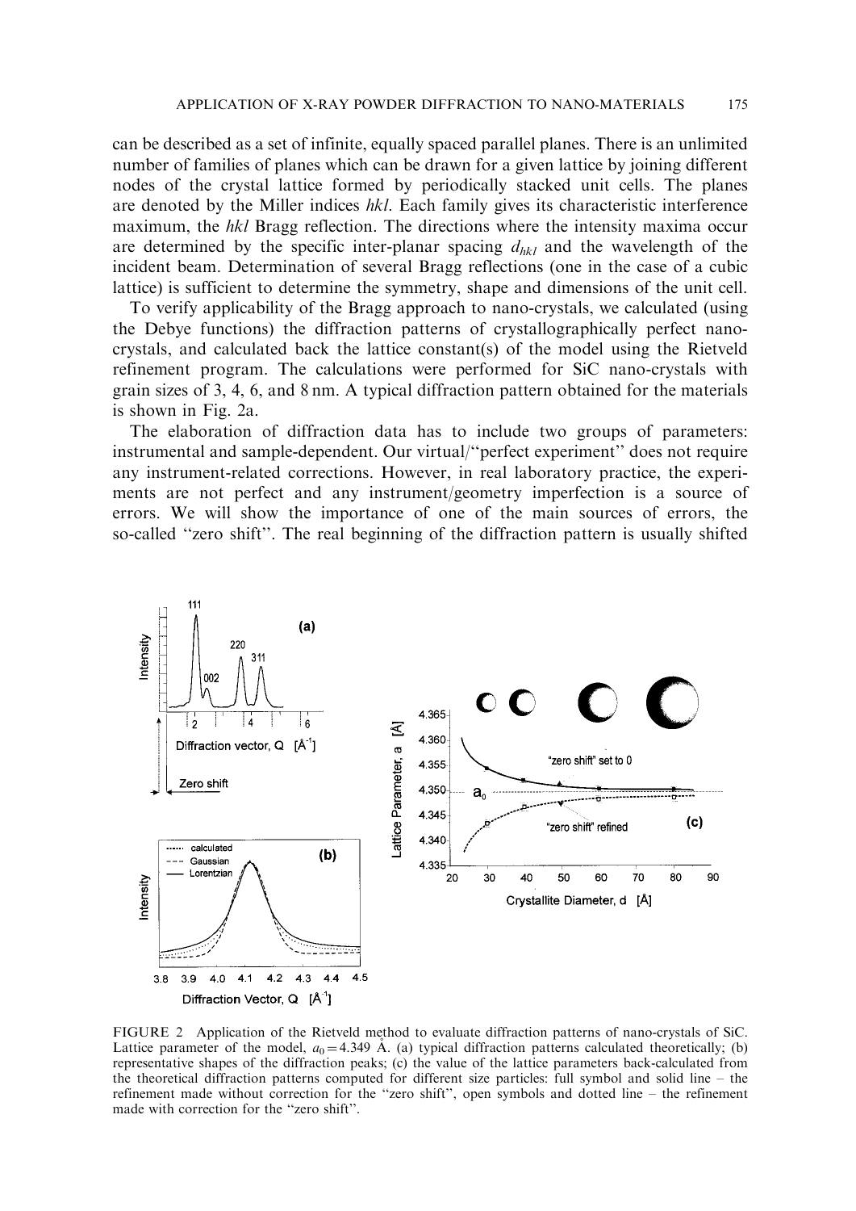can be described as a set of infinite, equally spaced parallel planes. There is an unlimited number of families of planes which can be drawn for a given lattice by joining different nodes of the crystal lattice formed by periodically stacked unit cells. The planes are denoted by the Miller indices *hkl*. Each family gives its characteristic interference maximum, the *hkl* Bragg reflection. The directions where the intensity maxima occur are determined by the specific inter-planar spacing $d_{hkl}$ and the wavelength of the incident beam. Determination of several Bragg reflections (one in the case of a cubic lattice) is sufficient to determine the symmetry, shape and dimensions of the unit cell.

To verify applicability of the Bragg approach to nano-crystals, we calculated (using the Debye functions) the diffraction patterns of crystallographically perfect nano-crystals, and calculated back the lattice constant(s) of the model using the Rietveld refinement program. The calculations were performed for SiC nano-crystals with grain sizes of 3, 4, 6, and 8 nm. A typical diffraction pattern obtained for the materials is shown in Fig. 2a.

The elaboration of diffraction data has to include two groups of parameters: instrumental and sample-dependent. Our virtual/"perfect experiment" does not require any instrument-related corrections. However, in real laboratory practice, the experiments are not perfect and any instrument/geometry imperfection is a source of errors. We will show the importance of one of the main sources of errors, the so-called "zero shift". The real beginning of the diffraction pattern is usually shifted

FIGURE 2 Application of the Rietveld method to evaluate diffraction patterns of nano-crystals of SiC. Lattice parameter of the model, $a_0 = 4.349$ Å. (a) typical diffraction patterns calculated theoretically; (b) representative shapes of the diffraction peaks; (c) the value of the lattice parameters back-calculated from the theoretical diffraction patterns computed for different size particles: full symbol and solid line – the refinement made without correction for the "zero shift", open symbols and dotted line – the refinement made with correction for the "zero shift".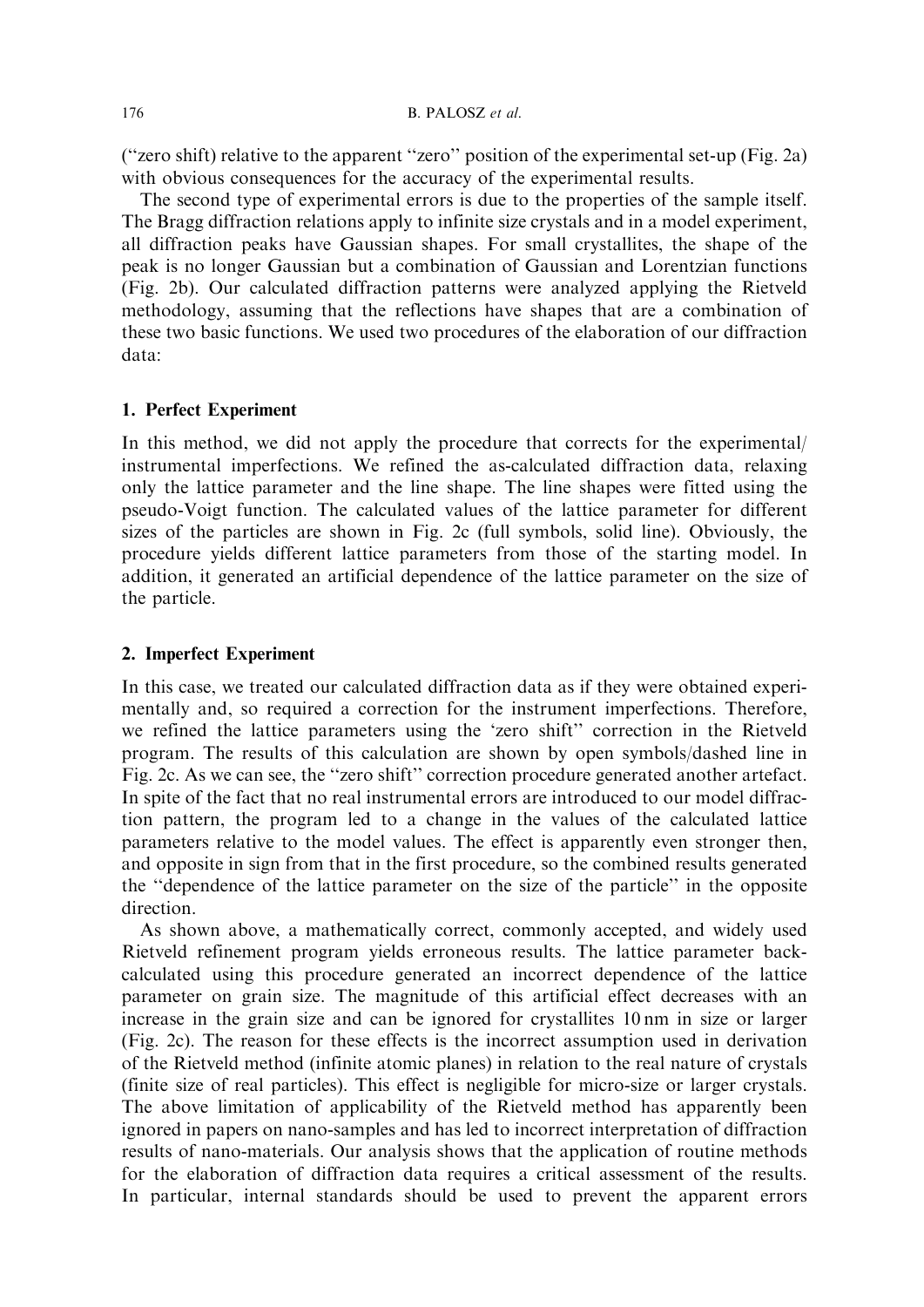(“zero shift) relative to the apparent “zero” position of the experimental set-up (Fig. 2a) with obvious consequences for the accuracy of the experimental results.

The second type of experimental errors is due to the properties of the sample itself. The Bragg diffraction relations apply to infinite size crystals and in a model experiment, all diffraction peaks have Gaussian shapes. For small crystallites, the shape of the peak is no longer Gaussian but a combination of Gaussian and Lorentzian functions (Fig. 2b). Our calculated diffraction patterns were analyzed applying the Rietveld methodology, assuming that the reflections have shapes that are a combination of these two basic functions. We used two procedures of the elaboration of our diffraction data:

## 1. Perfect Experiment

In this method, we did not apply the procedure that corrects for the experimental/instrumental imperfections. We refined the as-calculated diffraction data, relaxing only the lattice parameter and the line shape. The line shapes were fitted using the pseudo-Voigt function. The calculated values of the lattice parameter for different sizes of the particles are shown in Fig. 2c (full symbols, solid line). Obviously, the procedure yields different lattice parameters from those of the starting model. In addition, it generated an artificial dependence of the lattice parameter on the size of the particle.

## 2. Imperfect Experiment

In this case, we treated our calculated diffraction data as if they were obtained experimentally and, so required a correction for the instrument imperfections. Therefore, we refined the lattice parameters using the ‘zero shift” correction in the Rietveld program. The results of this calculation are shown by open symbols/dashed line in Fig. 2c. As we can see, the “zero shift” correction procedure generated another artefact. In spite of the fact that no real instrumental errors are introduced to our model diffraction pattern, the program led to a change in the values of the calculated lattice parameters relative to the model values. The effect is apparently even stronger then, and opposite in sign from that in the first procedure, so the combined results generated the “dependence of the lattice parameter on the size of the particle” in the opposite direction.

As shown above, a mathematically correct, commonly accepted, and widely used Rietveld refinement program yields erroneous results. The lattice parameter back-calculated using this procedure generated an incorrect dependence of the lattice parameter on grain size. The magnitude of this artificial effect decreases with an increase in the grain size and can be ignored for crystallites 10 nm in size or larger (Fig. 2c). The reason for these effects is the incorrect assumption used in derivation of the Rietveld method (infinite atomic planes) in relation to the real nature of crystals (finite size of real particles). This effect is negligible for micro-size or larger crystals. The above limitation of applicability of the Rietveld method has apparently been ignored in papers on nano-samples and has led to incorrect interpretation of diffraction results of nano-materials. Our analysis shows that the application of routine methods for the elaboration of diffraction data requires a critical assessment of the results. In particular, internal standards should be used to prevent the apparent errors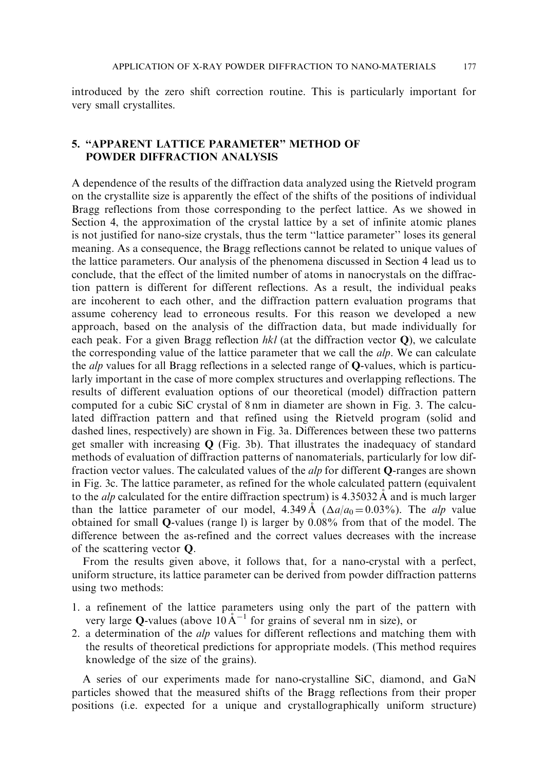introduced by the zero shift correction routine. This is particularly important for very small crystallites.

## 5. "APPARENT LATTICE PARAMETER" METHOD OF POWDER DIFFRACTION ANALYSIS

A dependence of the results of the diffraction data analyzed using the Rietveld program on the crystallite size is apparently the effect of the shifts of the positions of individual Bragg reflections from those corresponding to the perfect lattice. As we showed in Section 4, the approximation of the crystal lattice by a set of infinite atomic planes is not justified for nano-size crystals, thus the term "lattice parameter" loses its general meaning. As a consequence, the Bragg reflections cannot be related to unique values of the lattice parameters. Our analysis of the phenomena discussed in Section 4 lead us to conclude, that the effect of the limited number of atoms in nanocrystals on the diffraction pattern is different for different reflections. As a result, the individual peaks are incoherent to each other, and the diffraction pattern evaluation programs that assume coherency lead to erroneous results. For this reason we developed a new approach, based on the analysis of the diffraction data, but made individually for each peak. For a given Bragg reflection *hkl* (at the diffraction vector **Q**), we calculate the corresponding value of the lattice parameter that we call the *alp*. We can calculate the *alp* values for all Bragg reflections in a selected range of **Q**-values, which is particularly important in the case of more complex structures and overlapping reflections. The results of different evaluation options of our theoretical (model) diffraction pattern computed for a cubic SiC crystal of 8 nm in diameter are shown in Fig. 3. The calculated diffraction pattern and that refined using the Rietveld program (solid and dashed lines, respectively) are shown in Fig. 3a. Differences between these two patterns get smaller with increasing **Q** (Fig. 3b). That illustrates the inadequacy of standard methods of evaluation of diffraction patterns of nanomaterials, particularly for low diffraction vector values. The calculated values of the *alp* for different **Q**-ranges are shown in Fig. 3c. The lattice parameter, as refined for the whole calculated pattern (equivalent to the *alp* calculated for the entire diffraction spectrum) is 4.35032 Å and is much larger than the lattice parameter of our model, 4.349 Å ($\Delta a/a_0 = 0.03\%$). The *alp* value obtained for small **Q**-values (range I) is larger by 0.08% from that of the model. The difference between the as-refined and the correct values decreases with the increase of the scattering vector **Q**.

From the results given above, it follows that, for a nano-crystal with a perfect, uniform structure, its lattice parameter can be derived from powder diffraction patterns using two methods:

1. a refinement of the lattice parameters using only the part of the pattern with very large **Q**-values (above 10 $Å^{-1}$ for grains of several nm in size), or
2. a determination of the *alp* values for different reflections and matching them with the results of theoretical predictions for appropriate models. (This method requires knowledge of the size of the grains).

A series of our experiments made for nano-crystalline SiC, diamond, and GaN particles showed that the measured shifts of the Bragg reflections from their proper positions (i.e. expected for a unique and crystallographically uniform structure)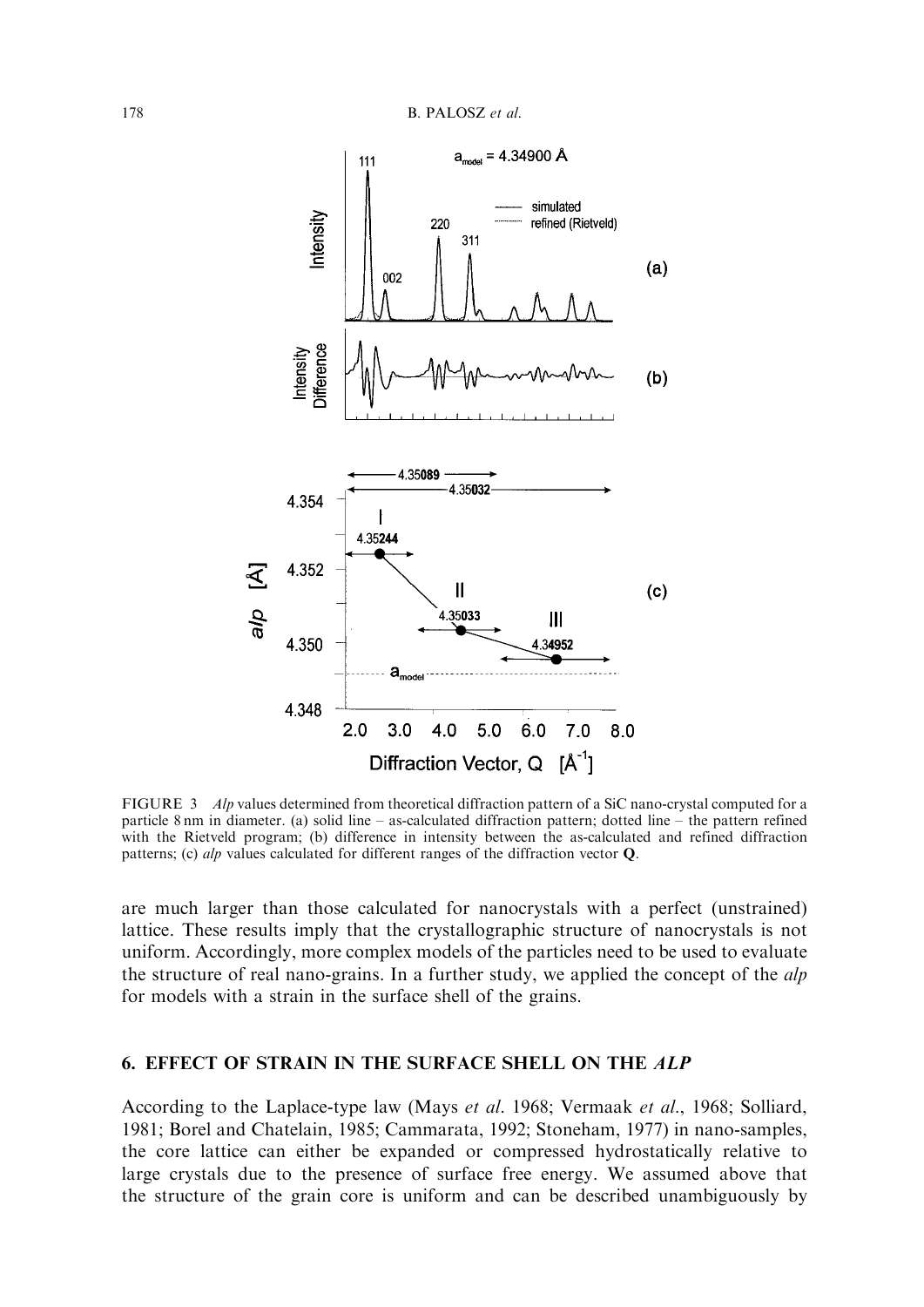FIGURE 3 *Alp* values determined from theoretical diffraction pattern of a SiC nano-crystal computed for a particle 8 nm in diameter. (a) solid line – as-calculated diffraction pattern; dotted line – the pattern refined with the Rietveld program; (b) difference in intensity between the as-calculated and refined diffraction patterns; (c) *alp* values calculated for different ranges of the diffraction vector **Q**.

are much larger than those calculated for nanocrystals with a perfect (unstrained) lattice. These results imply that the crystallographic structure of nanocrystals is not uniform. Accordingly, more complex models of the particles need to be used to evaluate the structure of real nano-grains. In a further study, we applied the concept of the *alp* for models with a strain in the surface shell of the grains.

## 6. EFFECT OF STRAIN IN THE SURFACE SHELL ON THE *ALP*

According to the Laplace-type law (Mays *et al.* 1968; Vermaak *et al.*, 1968; Solliard, 1981; Borel and Chatelain, 1985; Cammarata, 1992; Stoneham, 1977) in nano-samples, the core lattice can either be expanded or compressed hydrostatically relative to large crystals due to the presence of surface free energy. We assumed above that the structure of the grain core is uniform and can be described unambiguously by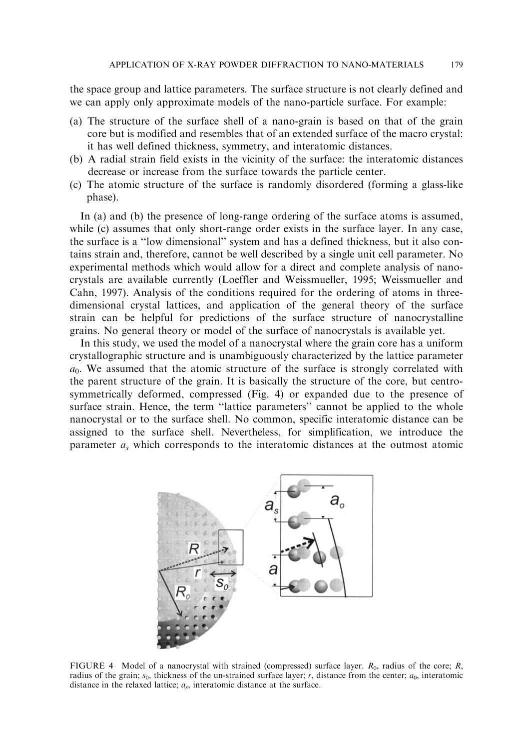the space group and lattice parameters. The surface structure is not clearly defined and we can apply only approximate models of the nano-particle surface. For example:

(a) The structure of the surface shell of a nano-grain is based on that of the grain core but is modified and resembles that of an extended surface of the macro crystal: it has well defined thickness, symmetry, and interatomic distances.
(b) A radial strain field exists in the vicinity of the surface: the interatomic distances decrease or increase from the surface towards the particle center.
(c) The atomic structure of the surface is randomly disordered (forming a glass-like phase).

In (a) and (b) the presence of long-range ordering of the surface atoms is assumed, while (c) assumes that only short-range order exists in the surface layer. In any case, the surface is a ''low dimensional'' system and has a defined thickness, but it also contains strain and, therefore, cannot be well described by a single unit cell parameter. No experimental methods which would allow for a direct and complete analysis of nanocrystals are available currently (Loeffler and Weissmueller, 1995; Weissmueller and Cahn, 1997). Analysis of the conditions required for the ordering of atoms in three-dimensional crystal lattices, and application of the general theory of the surface strain can be helpful for predictions of the surface structure of nanocrystalline grains. No general theory or model of the surface of nanocrystals is available yet.

In this study, we used the model of a nanocrystal where the grain core has a uniform crystallographic structure and is unambiguously characterized by the lattice parameter $a_0$. We assumed that the atomic structure of the surface is strongly correlated with the parent structure of the grain. It is basically the structure of the core, but centrosymmetrically deformed, compressed (Fig. 4) or expanded due to the presence of surface strain. Hence, the term ''lattice parameters'' cannot be applied to the whole nanocrystal or to the surface shell. No common, specific interatomic distance can be assigned to the surface shell. Nevertheless, for simplification, we introduce the parameter $a_s$ which corresponds to the interatomic distances at the outmost atomic

FIGURE 4 Model of a nanocrystal with strained (compressed) surface layer. $R_0$, radius of the core; $R$, radius of the grain; $s_0$, thickness of the un-strained surface layer; $r$, distance from the center; $a_0$, interatomic distance in the relaxed lattice; $a_s$, interatomic distance at the surface.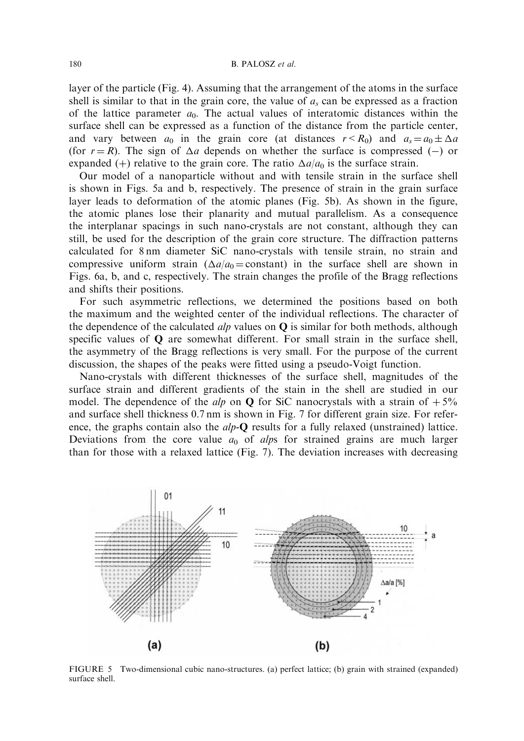layer of the particle (Fig. 4). Assuming that the arrangement of the atoms in the surface shell is similar to that in the grain core, the value of $a_s$ can be expressed as a fraction of the lattice parameter $a_0$. The actual values of interatomic distances within the surface shell can be expressed as a function of the distance from the particle center, and vary between $a_0$ in the grain core (at distances $r < R_0$) and $a_s = a_0 \pm \Delta a$ (for $r = R$). The sign of $\Delta a$ depends on whether the surface is compressed (−) or expanded (+) relative to the grain core. The ratio $\Delta a/a_0$ is the surface strain.

Our model of a nanoparticle without and with tensile strain in the surface shell is shown in Figs. 5a and b, respectively. The presence of strain in the grain surface layer leads to deformation of the atomic planes (Fig. 5b). As shown in the figure, the atomic planes lose their planarity and mutual parallelism. As a consequence the interplanar spacings in such nano-crystals are not constant, although they can still, be used for the description of the grain core structure. The diffraction patterns calculated for 8 nm diameter SiC nano-crystals with tensile strain, no strain and compressive uniform strain ($\Delta a/a_0 =$ constant) in the surface shell are shown in Figs. 6a, b, and c, respectively. The strain changes the profile of the Bragg reflections and shifts their positions.

For such asymmetric reflections, we determined the positions based on both the maximum and the weighted center of the individual reflections. The character of the dependence of the calculated *alp* values on **Q** is similar for both methods, although specific values of **Q** are somewhat different. For small strain in the surface shell, the asymmetry of the Bragg reflections is very small. For the purpose of the current discussion, the shapes of the peaks were fitted using a pseudo-Voigt function.

Nano-crystals with different thicknesses of the surface shell, magnitudes of the surface strain and different gradients of the stain in the shell are studied in our model. The dependence of the *alp* on **Q** for SiC nanocrystals with a strain of +5% and surface shell thickness 0.7 nm is shown in Fig. 7 for different grain size. For reference, the graphs contain also the *alp*-**Q** results for a fully relaxed (unstrained) lattice. Deviations from the core value $a_0$ of *alp*s for strained grains are much larger than for those with a relaxed lattice (Fig. 7). The deviation increases with decreasing

FIGURE 5 Two-dimensional cubic nano-structures. (a) perfect lattice; (b) grain with strained (expanded) surface shell.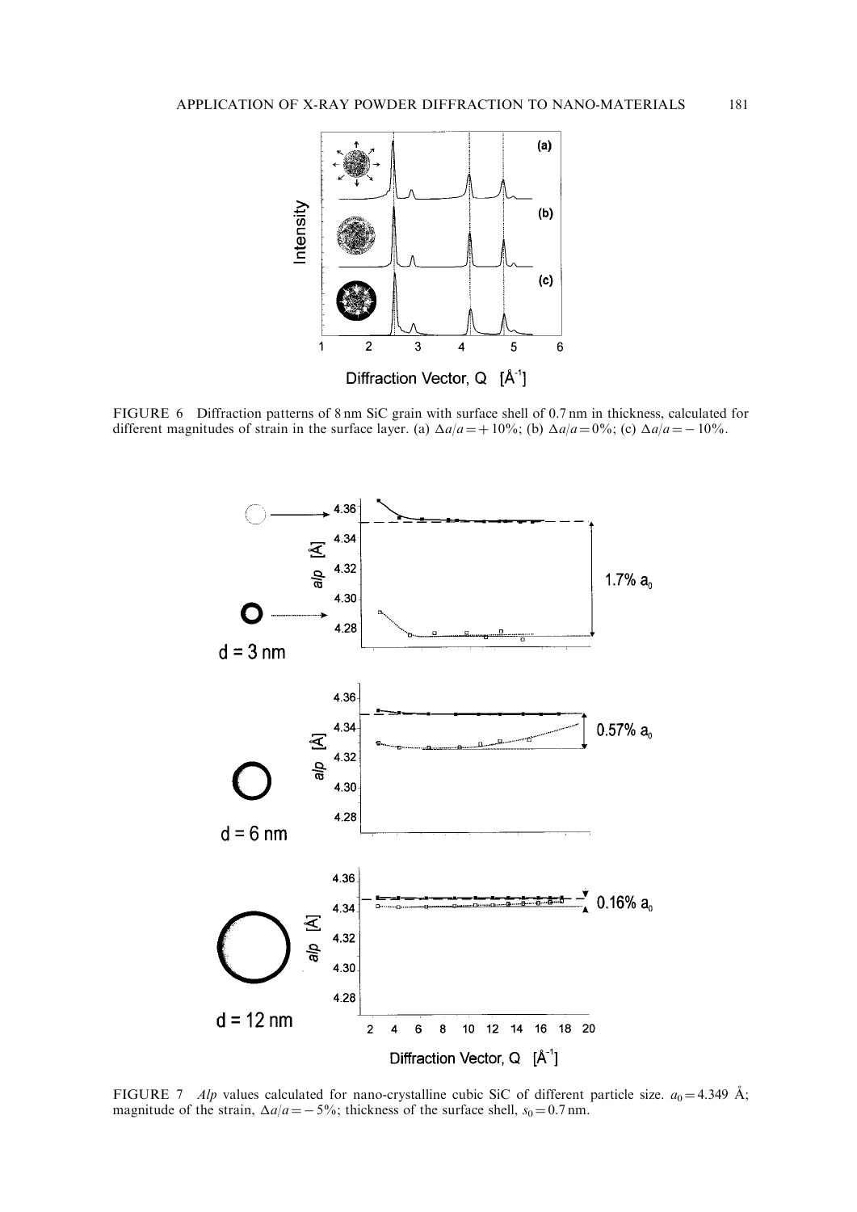FIGURE 6 Diffraction patterns of 8 nm SiC grain with surface shell of 0.7 nm in thickness, calculated for different magnitudes of strain in the surface layer. (a) $\Delta a/a = +10\%$; (b) $\Delta a/a = 0\%$; (c) $\Delta a/a = -10\%$.

FIGURE 7 *Alp* values calculated for nano-crystalline cubic SiC of different particle size. $a_0 = 4.349$ Å; magnitude of the strain, $\Delta a/a = -5\%$; thickness of the surface shell, $s_0 = 0.7$ nm.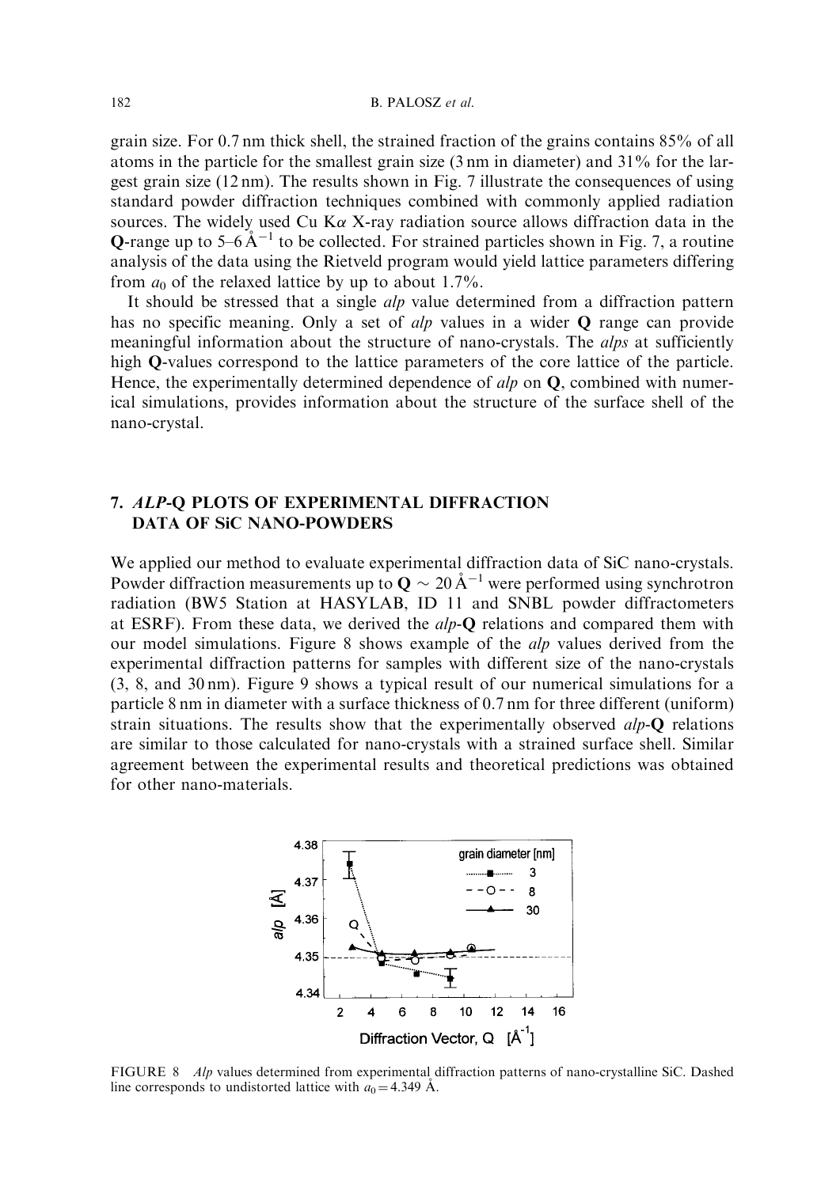grain size. For 0.7 nm thick shell, the strained fraction of the grains contains 85% of all atoms in the particle for the smallest grain size (3 nm in diameter) and 31% for the largest grain size (12 nm). The results shown in Fig. 7 illustrate the consequences of using standard powder diffraction techniques combined with commonly applied radiation sources. The widely used Cu K$\alpha$ X-ray radiation source allows diffraction data in the **Q**-range up to 5–6 Å$^{-1}$ to be collected. For strained particles shown in Fig. 7, a routine analysis of the data using the Rietveld program would yield lattice parameters differing from $a_0$ of the relaxed lattice by up to about 1.7%.

It should be stressed that a single *alp* value determined from a diffraction pattern has no specific meaning. Only a set of *alp* values in a wider **Q** range can provide meaningful information about the structure of nano-crystals. The *alps* at sufficiently high **Q**-values correspond to the lattice parameters of the core lattice of the particle. Hence, the experimentally determined dependence of *alp* on **Q**, combined with numerical simulations, provides information about the structure of the surface shell of the nano-crystal.

## 7. *ALP*-Q PLOTS OF EXPERIMENTAL DIFFRACTION DATA OF SiC NANO-POWDERS

We applied our method to evaluate experimental diffraction data of SiC nano-crystals. Powder diffraction measurements up to $\mathbf{Q} \sim 20$ Å$^{-1}$ were performed using synchrotron radiation (BW5 Station at HASYLAB, ID 11 and SNBL powder diffractometers at ESRF). From these data, we derived the *alp*-**Q** relations and compared them with our model simulations. Figure 8 shows example of the *alp* values derived from the experimental diffraction patterns for samples with different size of the nano-crystals (3, 8, and 30 nm). Figure 9 shows a typical result of our numerical simulations for a particle 8 nm in diameter with a surface thickness of 0.7 nm for three different (uniform) strain situations. The results show that the experimentally observed *alp*-**Q** relations are similar to those calculated for nano-crystals with a strained surface shell. Similar agreement between the experimental results and theoretical predictions was obtained for other nano-materials.

FIGURE 8 *Alp* values determined from experimental diffraction patterns of nano-crystalline SiC. Dashed line corresponds to undistorted lattice with $a_0 = 4.349$ Å.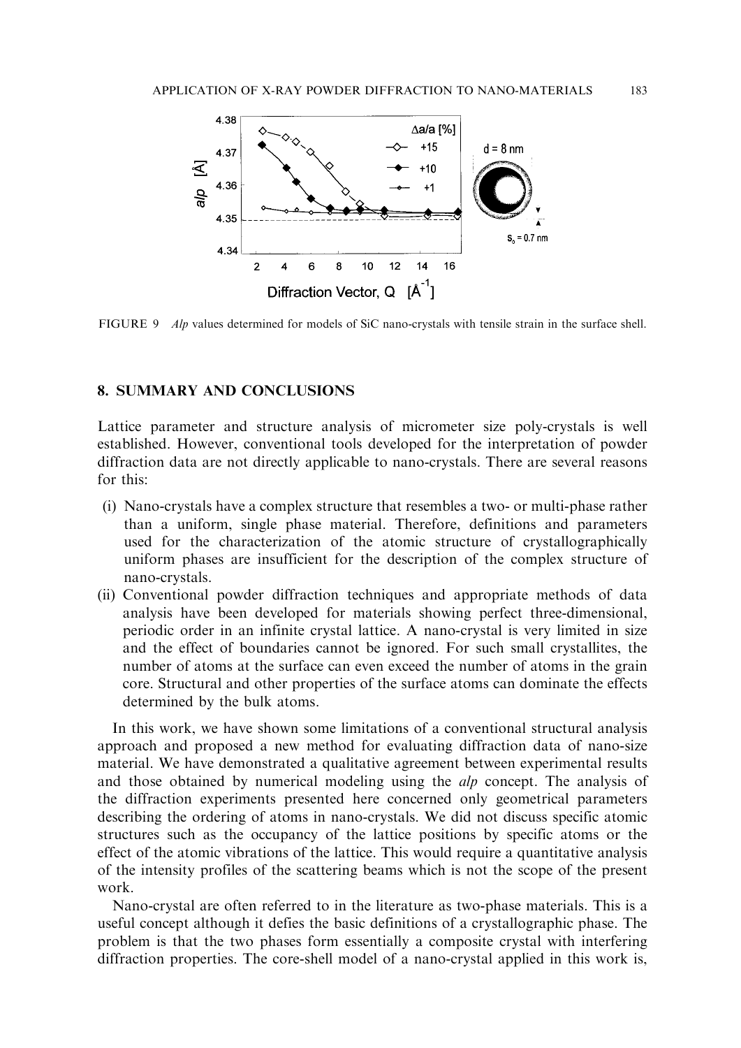FIGURE 9 *Alp* values determined for models of SiC nano-crystals with tensile strain in the surface shell.

## 8. SUMMARY AND CONCLUSIONS

Lattice parameter and structure analysis of micrometer size poly-crystals is well established. However, conventional tools developed for the interpretation of powder diffraction data are not directly applicable to nano-crystals. There are several reasons for this:

(i) Nano-crystals have a complex structure that resembles a two- or multi-phase rather than a uniform, single phase material. Therefore, definitions and parameters used for the characterization of the atomic structure of crystallographically uniform phases are insufficient for the description of the complex structure of nano-crystals.

(ii) Conventional powder diffraction techniques and appropriate methods of data analysis have been developed for materials showing perfect three-dimensional, periodic order in an infinite crystal lattice. A nano-crystal is very limited in size and the effect of boundaries cannot be ignored. For such small crystallites, the number of atoms at the surface can even exceed the number of atoms in the grain core. Structural and other properties of the surface atoms can dominate the effects determined by the bulk atoms.

In this work, we have shown some limitations of a conventional structural analysis approach and proposed a new method for evaluating diffraction data of nano-size material. We have demonstrated a qualitative agreement between experimental results and those obtained by numerical modeling using the *alp* concept. The analysis of the diffraction experiments presented here concerned only geometrical parameters describing the ordering of atoms in nano-crystals. We did not discuss specific atomic structures such as the occupancy of the lattice positions by specific atoms or the effect of the atomic vibrations of the lattice. This would require a quantitative analysis of the intensity profiles of the scattering beams which is not the scope of the present work.

Nano-crystal are often referred to in the literature as two-phase materials. This is a useful concept although it defies the basic definitions of a crystallographic phase. The problem is that the two phases form essentially a composite crystal with interfering diffraction properties. The core-shell model of a nano-crystal applied in this work is,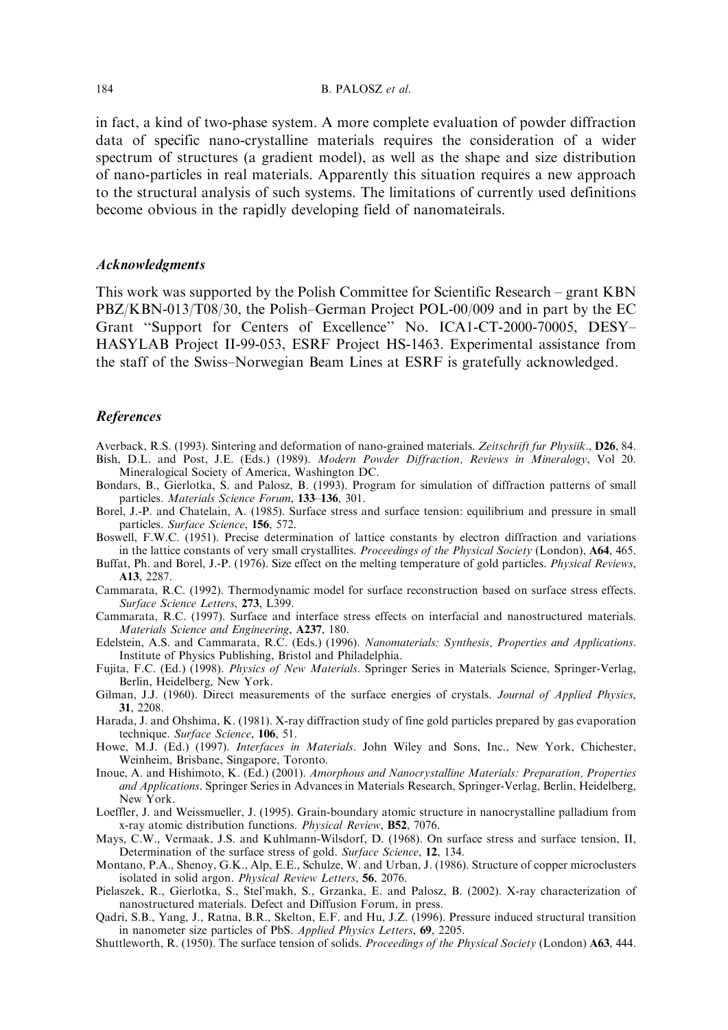in fact, a kind of two-phase system. A more complete evaluation of powder diffraction data of specific nano-crystalline materials requires the consideration of a wider spectrum of structures (a gradient model), as well as the shape and size distribution of nano-particles in real materials. Apparently this situation requires a new approach to the structural analysis of such systems. The limitations of currently used definitions become obvious in the rapidly developing field of nanomateirals.

### *Acknowledgments*

This work was supported by the Polish Committee for Scientific Research – grant KBN PBZ/KBN-013/T08/30, the Polish–German Project POL-00/009 and in part by the EC Grant "Support for Centers of Excellence" No. ICA1-CT-2000-70005, DESY–HASYLAB Project II-99-053, ESRF Project HS-1463. Experimental assistance from the staff of the Swiss–Norwegian Beam Lines at ESRF is gratefully acknowledged.

### *References*

Averback, R.S. (1993). Sintering and deformation of nano-grained materials. *Zeitschrift fur Physiik*., **D26**, 84.

Bish, D.L. and Post, J.E. (Eds.) (1989). *Modern Powder Diffraction, Reviews in Mineralogy*, Vol 20. Mineralogical Society of America, Washington DC.

Bondars, B., Gierlotka, S. and Palosz, B. (1993). Program for simulation of diffraction patterns of small particles. *Materials Science Forum*, **133–136**, 301.

Borel, J.-P. and Chatelain, A. (1985). Surface stress and surface tension: equilibrium and pressure in small particles. *Surface Science*, **156**, 572.

Boswell, F.W.C. (1951). Precise determination of lattice constants by electron diffraction and variations in the lattice constants of very small crystallites. *Proceedings of the Physical Society* (London), **A64**, 465.

Buffat, Ph. and Borel, J.-P. (1976). Size effect on the melting temperature of gold particles. *Physical Reviews*, **A13**, 2287.

Cammarata, R.C. (1992). Thermodynamic model for surface reconstruction based on surface stress effects. *Surface Science Letters*, **273**, L399.

Cammarata, R.C. (1997). Surface and interface stress effects on interfacial and nanostructured materials. *Materials Science and Engineering*, **A237**, 180.

Edelstein, A.S. and Cammarata, R.C. (Eds.) (1996). *Nanomaterials: Synthesis, Properties and Applications*. Institute of Physics Publishing, Bristol and Philadelphia.

Fujita, F.C. (Ed.) (1998). *Physics of New Materials*. Springer Series in Materials Science, Springer-Verlag, Berlin, Heidelberg, New York.

Gilman, J.J. (1960). Direct measurements of the surface energies of crystals. *Journal of Applied Physics*, **31**, 2208.

Harada, J. and Ohshima, K. (1981). X-ray diffraction study of fine gold particles prepared by gas evaporation technique. *Surface Science*, **106**, 51.

Howe, M.J. (Ed.) (1997). *Interfaces in Materials*. John Wiley and Sons, Inc., New York, Chichester, Weinheim, Brisbane, Singapore, Toronto.

Inoue, A. and Hishimoto, K. (Ed.) (2001). *Amorphous and Nanocrystalline Materials: Preparation, Properties and Applications*. Springer Series in Advances in Materials Research, Springer-Verlag, Berlin, Heidelberg, New York.

Loeffler, J. and Weissmueller, J. (1995). Grain-boundary atomic structure in nanocrystalline palladium from x-ray atomic distribution functions. *Physical Review*, **B52**, 7076.

Mays, C.W., Vermaak, J.S. and Kuhlmann-Wilsdorf, D. (1968). On surface stress and surface tension, II, Determination of the surface stress of gold. *Surface Science*, **12**, 134.

Montano, P.A., Shenoy, G.K., Alp, E.E., Schulze, W. and Urban, J. (1986). Structure of copper microclusters isolated in solid argon. *Physical Review Letters*, **56**, 2076.

Pielaszek, R., Gierlotka, S., Stel'makh, S., Grzanka, E. and Palosz, B. (2002). X-ray characterization of nanostructured materials. Defect and Diffusion Forum, in press.

Qadri, S.B., Yang, J., Ratna, B.R., Skelton, E.F. and Hu, J.Z. (1996). Pressure induced structural transition in nanometer size particles of PbS. *Applied Physics Letters*, **69**, 2205.

Shuttleworth, R. (1950). The surface tension of solids. *Proceedings of the Physical Society* (London) **A63**, 444.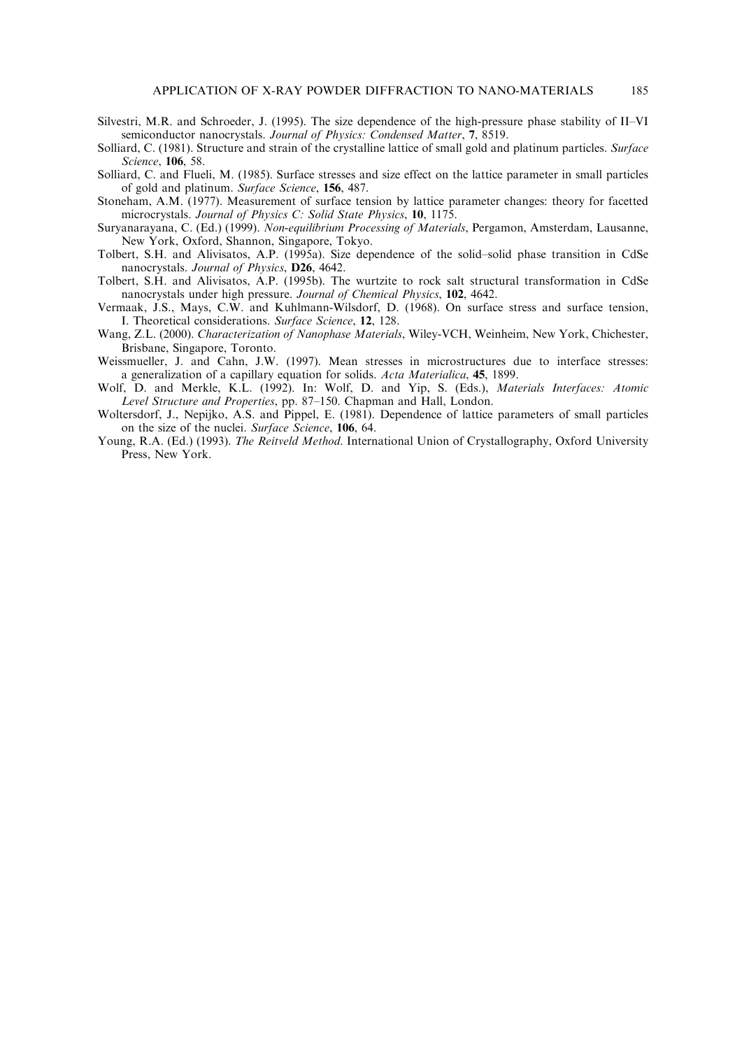Silvestri, M.R. and Schroeder, J. (1995). The size dependence of the high-pressure phase stability of II–VI semiconductor nanocrystals. *Journal of Physics: Condensed Matter*, **7**, 8519.

Solliard, C. (1981). Structure and strain of the crystalline lattice of small gold and platinum particles. *Surface Science*, **106**, 58.

Solliard, C. and Flueli, M. (1985). Surface stresses and size effect on the lattice parameter in small particles of gold and platinum. *Surface Science*, **156**, 487.

Stoneham, A.M. (1977). Measurement of surface tension by lattice parameter changes: theory for facetted microcrystals. *Journal of Physics C: Solid State Physics*, **10**, 1175.

Suryanarayana, C. (Ed.) (1999). *Non-equilibrium Processing of Materials*, Pergamon, Amsterdam, Lausanne, New York, Oxford, Shannon, Singapore, Tokyo.

Tolbert, S.H. and Alivisatos, A.P. (1995a). Size dependence of the solid–solid phase transition in CdSe nanocrystals. *Journal of Physics*, **D26**, 4642.

Tolbert, S.H. and Alivisatos, A.P. (1995b). The wurtzite to rock salt structural transformation in CdSe nanocrystals under high pressure. *Journal of Chemical Physics*, **102**, 4642.

Vermaak, J.S., Mays, C.W. and Kuhlmann-Wilsdorf, D. (1968). On surface stress and surface tension, I. Theoretical considerations. *Surface Science*, **12**, 128.

Wang, Z.L. (2000). *Characterization of Nanophase Materials*, Wiley-VCH, Weinheim, New York, Chichester, Brisbane, Singapore, Toronto.

Weissmueller, J. and Cahn, J.W. (1997). Mean stresses in microstructures due to interface stresses: a generalization of a capillary equation for solids. *Acta Materialica*, **45**, 1899.

Wolf, D. and Merkle, K.L. (1992). In: Wolf, D. and Yip, S. (Eds.), *Materials Interfaces: Atomic Level Structure and Properties*, pp. 87–150. Chapman and Hall, London.

Woltersdorf, J., Nepijko, A.S. and Pippel, E. (1981). Dependence of lattice parameters of small particles on the size of the nuclei. *Surface Science*, **106**, 64.

Young, R.A. (Ed.) (1993). *The Reitveld Method*. International Union of Crystallography, Oxford University Press, New York.